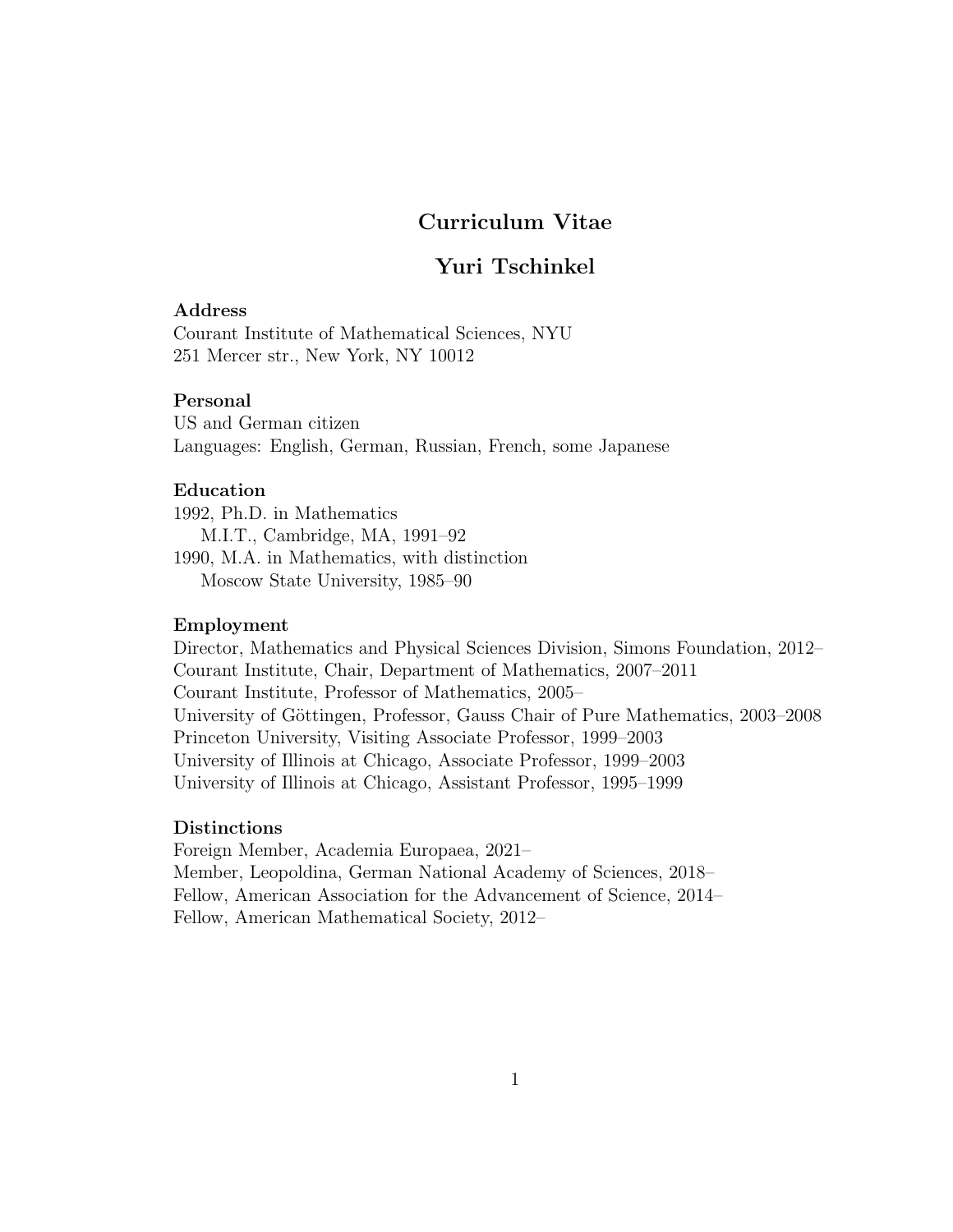# Curriculum Vitae

## Yuri Tschinkel

### Address

Courant Institute of Mathematical Sciences, NYU
251 Mercer str., New York, NY 10012

### Personal

US and German citizen
Languages: English, German, Russian, French, some Japanese

### Education

1992, Ph.D. in Mathematics
  M.I.T., Cambridge, MA, 1991–92
1990, M.A. in Mathematics, with distinction
  Moscow State University, 1985–90

### Employment

Director, Mathematics and Physical Sciences Division, Simons Foundation, 2012–
Courant Institute, Chair, Department of Mathematics, 2007–2011
Courant Institute, Professor of Mathematics, 2005–
University of Göttingen, Professor, Gauss Chair of Pure Mathematics, 2003–2008
Princeton University, Visiting Associate Professor, 1999–2003
University of Illinois at Chicago, Associate Professor, 1999–2003
University of Illinois at Chicago, Assistant Professor, 1995–1999

### Distinctions

Foreign Member, Academia Europaea, 2021–
Member, Leopoldina, German National Academy of Sciences, 2018–
Fellow, American Association for the Advancement of Science, 2014–
Fellow, American Mathematical Society, 2012–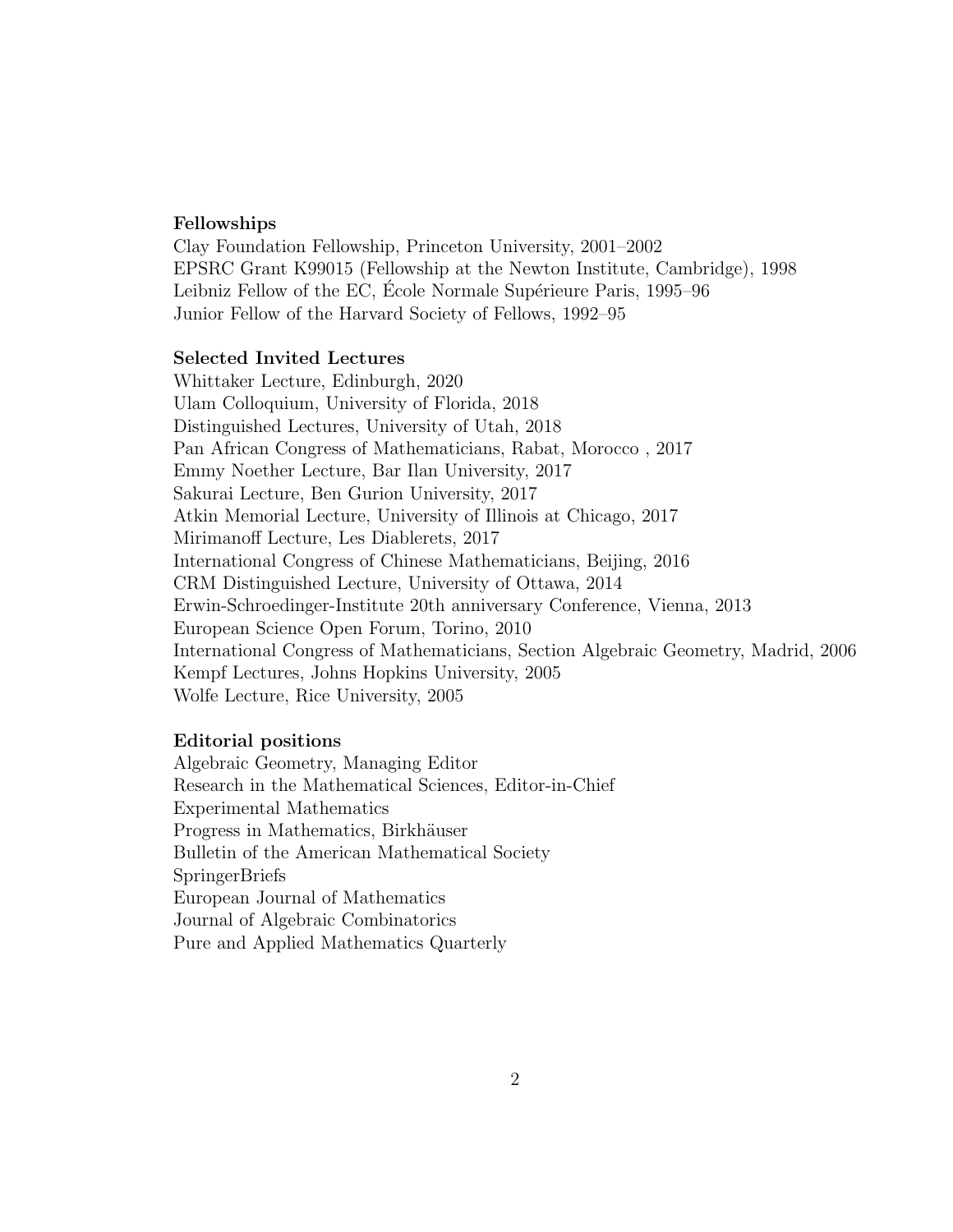**Fellowships**

Clay Foundation Fellowship, Princeton University, 2001–2002
EPSRC Grant K99015 (Fellowship at the Newton Institute, Cambridge), 1998
Leibniz Fellow of the EC, École Normale Supérieure Paris, 1995–96
Junior Fellow of the Harvard Society of Fellows, 1992–95

**Selected Invited Lectures**

Whittaker Lecture, Edinburgh, 2020
Ulam Colloquium, University of Florida, 2018
Distinguished Lectures, University of Utah, 2018
Pan African Congress of Mathematicians, Rabat, Morocco , 2017
Emmy Noether Lecture, Bar Ilan University, 2017
Sakurai Lecture, Ben Gurion University, 2017
Atkin Memorial Lecture, University of Illinois at Chicago, 2017
Mirimanoff Lecture, Les Diablerets, 2017
International Congress of Chinese Mathematicians, Beijing, 2016
CRM Distinguished Lecture, University of Ottawa, 2014
Erwin-Schroedinger-Institute 20th anniversary Conference, Vienna, 2013
European Science Open Forum, Torino, 2010
International Congress of Mathematicians, Section Algebraic Geometry, Madrid, 2006
Kempf Lectures, Johns Hopkins University, 2005
Wolfe Lecture, Rice University, 2005

**Editorial positions**

Algebraic Geometry, Managing Editor
Research in the Mathematical Sciences, Editor-in-Chief
Experimental Mathematics
Progress in Mathematics, Birkhäuser
Bulletin of the American Mathematical Society
SpringerBriefs
European Journal of Mathematics
Journal of Algebraic Combinatorics
Pure and Applied Mathematics Quarterly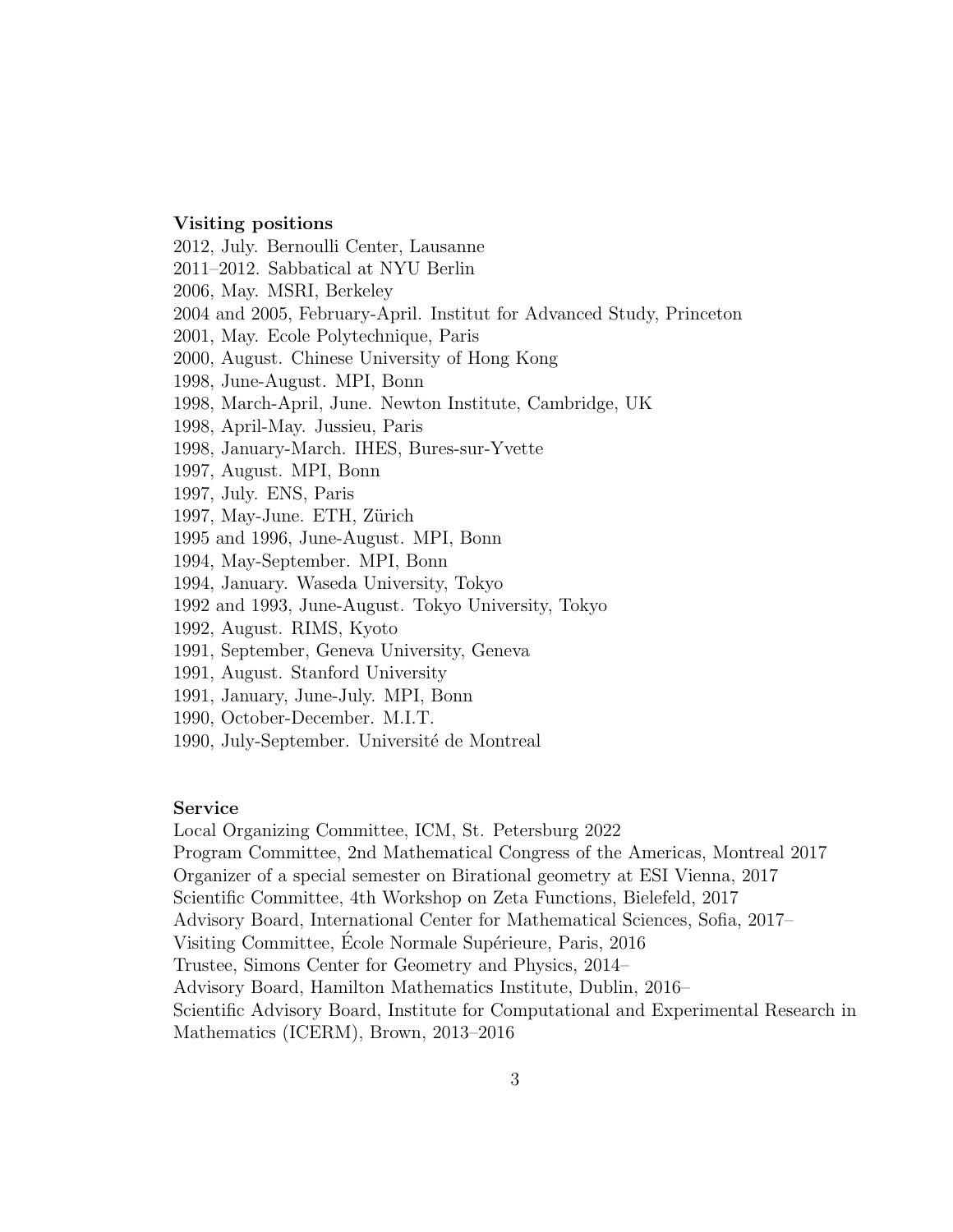**Visiting positions**

2012, July. Bernoulli Center, Lausanne
2011–2012. Sabbatical at NYU Berlin
2006, May. MSRI, Berkeley
2004 and 2005, February-April. Institut for Advanced Study, Princeton
2001, May. Ecole Polytechnique, Paris
2000, August. Chinese University of Hong Kong
1998, June-August. MPI, Bonn
1998, March-April, June. Newton Institute, Cambridge, UK
1998, April-May. Jussieu, Paris
1998, January-March. IHES, Bures-sur-Yvette
1997, August. MPI, Bonn
1997, July. ENS, Paris
1997, May-June. ETH, Zürich
1995 and 1996, June-August. MPI, Bonn
1994, May-September. MPI, Bonn
1994, January. Waseda University, Tokyo
1992 and 1993, June-August. Tokyo University, Tokyo
1992, August. RIMS, Kyoto
1991, September, Geneva University, Geneva
1991, August. Stanford University
1991, January, June-July. MPI, Bonn
1990, October-December. M.I.T.
1990, July-September. Université de Montreal

**Service**

Local Organizing Committee, ICM, St. Petersburg 2022
Program Committee, 2nd Mathematical Congress of the Americas, Montreal 2017
Organizer of a special semester on Birational geometry at ESI Vienna, 2017
Scientific Committee, 4th Workshop on Zeta Functions, Bielefeld, 2017
Advisory Board, International Center for Mathematical Sciences, Sofia, 2017–
Visiting Committee, École Normale Supérieure, Paris, 2016
Trustee, Simons Center for Geometry and Physics, 2014–
Advisory Board, Hamilton Mathematics Institute, Dublin, 2016–
Scientific Advisory Board, Institute for Computational and Experimental Research in Mathematics (ICERM), Brown, 2013–2016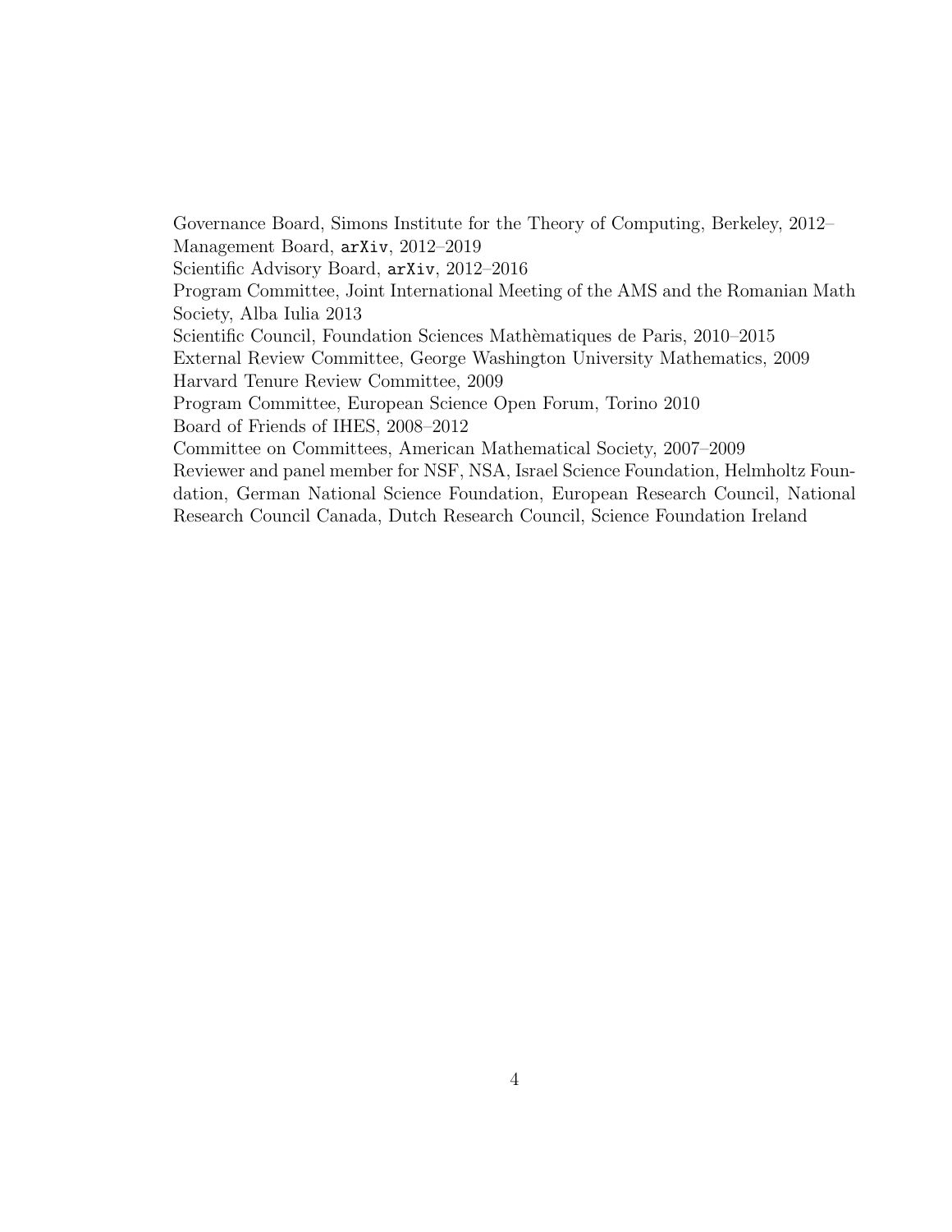Governance Board, Simons Institute for the Theory of Computing, Berkeley, 2012–
Management Board, `arXiv`, 2012–2019
Scientific Advisory Board, `arXiv`, 2012–2016
Program Committee, Joint International Meeting of the AMS and the Romanian Math Society, Alba Iulia 2013
Scientific Council, Foundation Sciences Mathèmatiques de Paris, 2010–2015
External Review Committee, George Washington University Mathematics, 2009
Harvard Tenure Review Committee, 2009
Program Committee, European Science Open Forum, Torino 2010
Board of Friends of IHES, 2008–2012
Committee on Committees, American Mathematical Society, 2007–2009
Reviewer and panel member for NSF, NSA, Israel Science Foundation, Helmholtz Foundation, German National Science Foundation, European Research Council, National Research Council Canada, Dutch Research Council, Science Foundation Ireland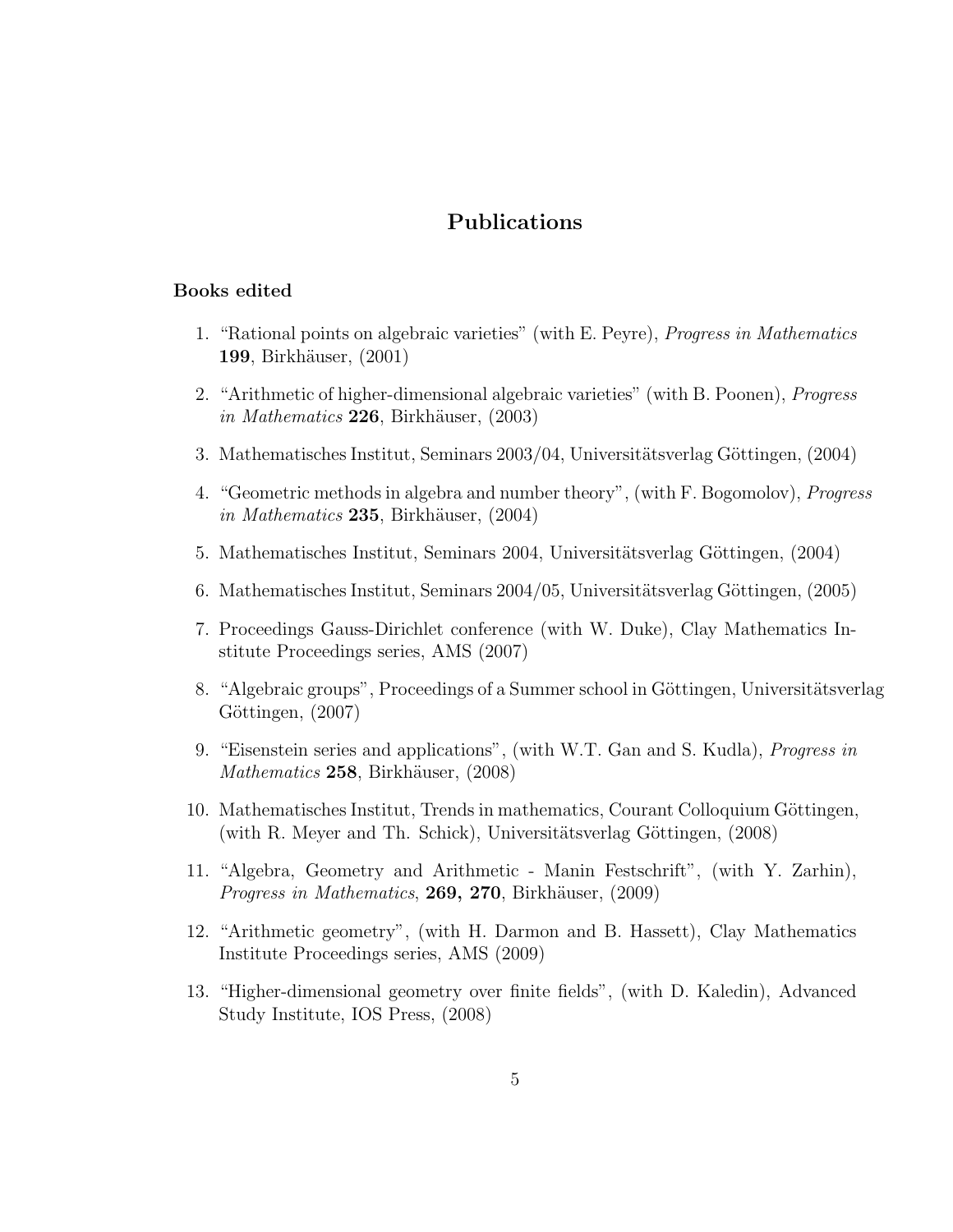# Publications

### Books edited

1. "Rational points on algebraic varieties" (with E. Peyre), *Progress in Mathematics* **199**, Birkhäuser, (2001)

2. "Arithmetic of higher-dimensional algebraic varieties" (with B. Poonen), *Progress in Mathematics* **226**, Birkhäuser, (2003)

3. Mathematisches Institut, Seminars 2003/04, Universitätsverlag Göttingen, (2004)

4. "Geometric methods in algebra and number theory", (with F. Bogomolov), *Progress in Mathematics* **235**, Birkhäuser, (2004)

5. Mathematisches Institut, Seminars 2004, Universitätsverlag Göttingen, (2004)

6. Mathematisches Institut, Seminars 2004/05, Universitätsverlag Göttingen, (2005)

7. Proceedings Gauss-Dirichlet conference (with W. Duke), Clay Mathematics Institute Proceedings series, AMS (2007)

8. "Algebraic groups", Proceedings of a Summer school in Göttingen, Universitätsverlag Göttingen, (2007)

9. "Eisenstein series and applications", (with W.T. Gan and S. Kudla), *Progress in Mathematics* **258**, Birkhäuser, (2008)

10. Mathematisches Institut, Trends in mathematics, Courant Colloquium Göttingen, (with R. Meyer and Th. Schick), Universitätsverlag Göttingen, (2008)

11. "Algebra, Geometry and Arithmetic - Manin Festschrift", (with Y. Zarhin), *Progress in Mathematics*, **269, 270**, Birkhäuser, (2009)

12. "Arithmetic geometry", (with H. Darmon and B. Hassett), Clay Mathematics Institute Proceedings series, AMS (2009)

13. "Higher-dimensional geometry over finite fields", (with D. Kaledin), Advanced Study Institute, IOS Press, (2008)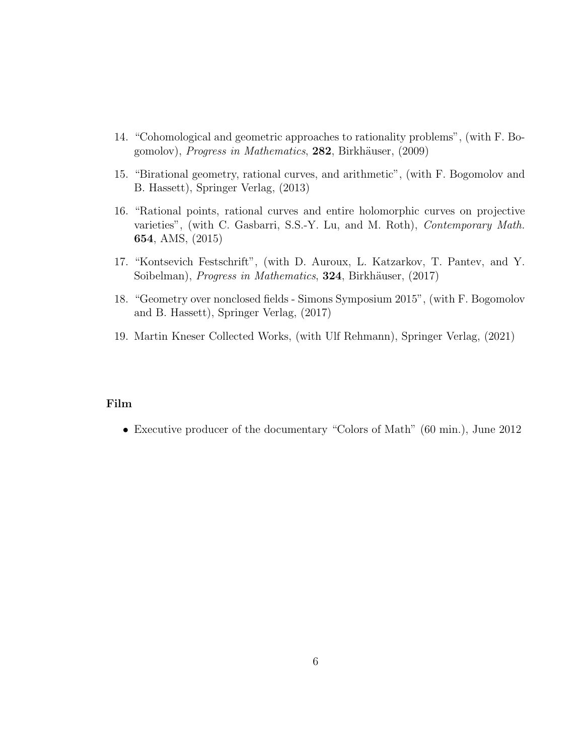14. "Cohomological and geometric approaches to rationality problems", (with F. Bogomolov), *Progress in Mathematics*, **282**, Birkhäuser, (2009)

15. "Birational geometry, rational curves, and arithmetic", (with F. Bogomolov and B. Hassett), Springer Verlag, (2013)

16. "Rational points, rational curves and entire holomorphic curves on projective varieties", (with C. Gasbarri, S.S.-Y. Lu, and M. Roth), *Contemporary Math.* **654**, AMS, (2015)

17. "Kontsevich Festschrift", (with D. Auroux, L. Katzarkov, T. Pantev, and Y. Soibelman), *Progress in Mathematics*, **324**, Birkhäuser, (2017)

18. "Geometry over nonclosed fields - Simons Symposium 2015", (with F. Bogomolov and B. Hassett), Springer Verlag, (2017)

19. Martin Kneser Collected Works, (with Ulf Rehmann), Springer Verlag, (2021)

**Film**

- Executive producer of the documentary "Colors of Math" (60 min.), June 2012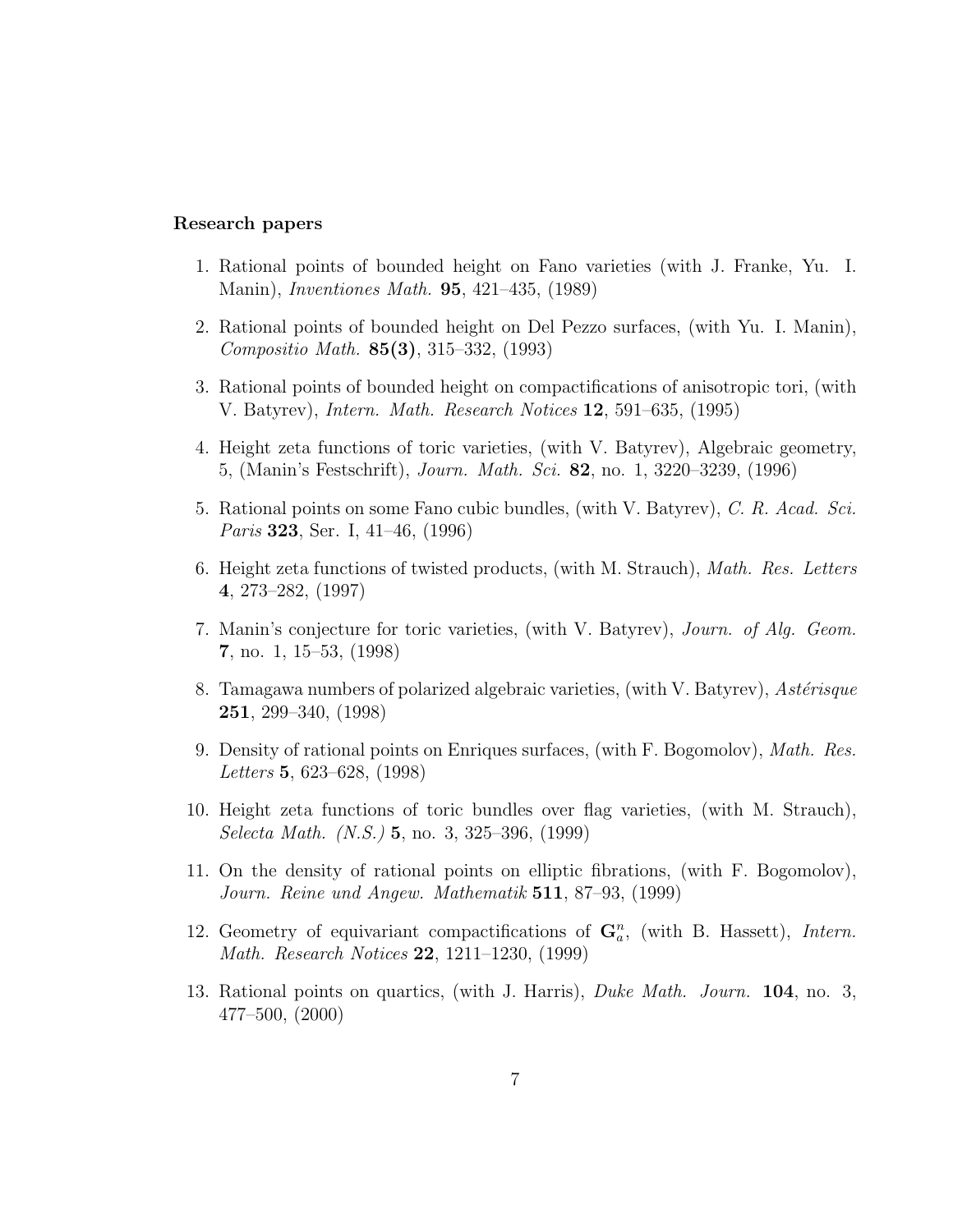**Research papers**

1. Rational points of bounded height on Fano varieties (with J. Franke, Yu. I. Manin), *Inventiones Math.* **95**, 421–435, (1989)

2. Rational points of bounded height on Del Pezzo surfaces, (with Yu. I. Manin), *Compositio Math.* **85(3)**, 315–332, (1993)

3. Rational points of bounded height on compactifications of anisotropic tori, (with V. Batyrev), *Intern. Math. Research Notices* **12**, 591–635, (1995)

4. Height zeta functions of toric varieties, (with V. Batyrev), Algebraic geometry, 5, (Manin's Festschrift), *Journ. Math. Sci.* **82**, no. 1, 3220–3239, (1996)

5. Rational points on some Fano cubic bundles, (with V. Batyrev), *C. R. Acad. Sci. Paris* **323**, Ser. I, 41–46, (1996)

6. Height zeta functions of twisted products, (with M. Strauch), *Math. Res. Letters* **4**, 273–282, (1997)

7. Manin's conjecture for toric varieties, (with V. Batyrev), *Journ. of Alg. Geom.* **7**, no. 1, 15–53, (1998)

8. Tamagawa numbers of polarized algebraic varieties, (with V. Batyrev), *Astérisque* **251**, 299–340, (1998)

9. Density of rational points on Enriques surfaces, (with F. Bogomolov), *Math. Res. Letters* **5**, 623–628, (1998)

10. Height zeta functions of toric bundles over flag varieties, (with M. Strauch), *Selecta Math. (N.S.)* **5**, no. 3, 325–396, (1999)

11. On the density of rational points on elliptic fibrations, (with F. Bogomolov), *Journ. Reine und Angew. Mathematik* **511**, 87–93, (1999)

12. Geometry of equivariant compactifications of $\mathbf{G}_a^n$, (with B. Hassett), *Intern. Math. Research Notices* **22**, 1211–1230, (1999)

13. Rational points on quartics, (with J. Harris), *Duke Math. Journ.* **104**, no. 3, 477–500, (2000)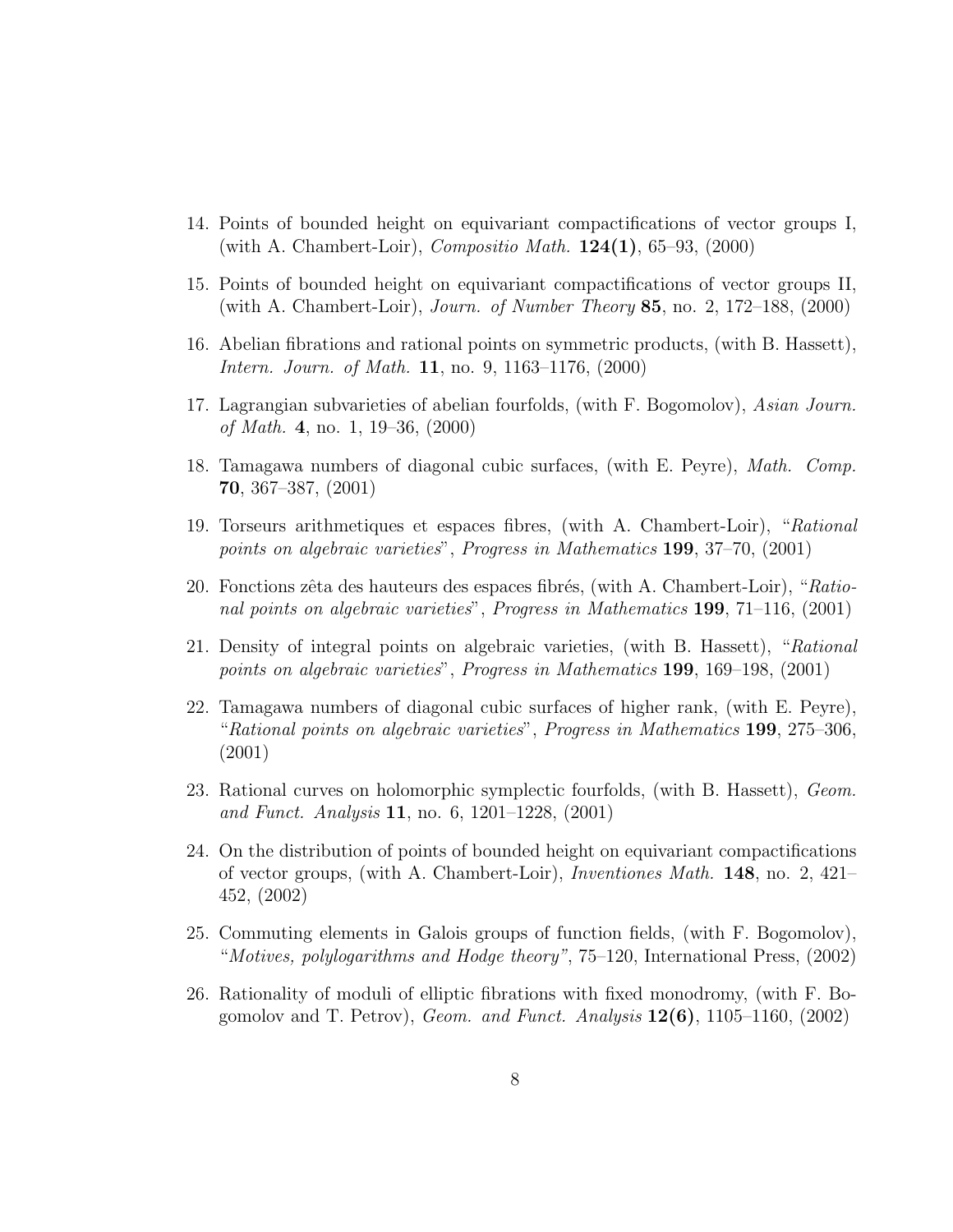14. Points of bounded height on equivariant compactifications of vector groups I, (with A. Chambert-Loir), *Compositio Math.* **124(1)**, 65–93, (2000)

15. Points of bounded height on equivariant compactifications of vector groups II, (with A. Chambert-Loir), *Journ. of Number Theory* **85**, no. 2, 172–188, (2000)

16. Abelian fibrations and rational points on symmetric products, (with B. Hassett), *Intern. Journ. of Math.* **11**, no. 9, 1163–1176, (2000)

17. Lagrangian subvarieties of abelian fourfolds, (with F. Bogomolov), *Asian Journ. of Math.* **4**, no. 1, 19–36, (2000)

18. Tamagawa numbers of diagonal cubic surfaces, (with E. Peyre), *Math. Comp.* **70**, 367–387, (2001)

19. Torseurs arithmetiques et espaces fibres, (with A. Chambert-Loir), "*Rational points on algebraic varieties*", *Progress in Mathematics* **199**, 37–70, (2001)

20. Fonctions zêta des hauteurs des espaces fibrés, (with A. Chambert-Loir), "*Rational points on algebraic varieties*", *Progress in Mathematics* **199**, 71–116, (2001)

21. Density of integral points on algebraic varieties, (with B. Hassett), "*Rational points on algebraic varieties*", *Progress in Mathematics* **199**, 169–198, (2001)

22. Tamagawa numbers of diagonal cubic surfaces of higher rank, (with E. Peyre), "*Rational points on algebraic varieties*", *Progress in Mathematics* **199**, 275–306, (2001)

23. Rational curves on holomorphic symplectic fourfolds, (with B. Hassett), *Geom. and Funct. Analysis* **11**, no. 6, 1201–1228, (2001)

24. On the distribution of points of bounded height on equivariant compactifications of vector groups, (with A. Chambert-Loir), *Inventiones Math.* **148**, no. 2, 421–452, (2002)

25. Commuting elements in Galois groups of function fields, (with F. Bogomolov), "*Motives, polylogarithms and Hodge theory"*, 75–120, International Press, (2002)

26. Rationality of moduli of elliptic fibrations with fixed monodromy, (with F. Bogomolov and T. Petrov), *Geom. and Funct. Analysis* **12(6)**, 1105–1160, (2002)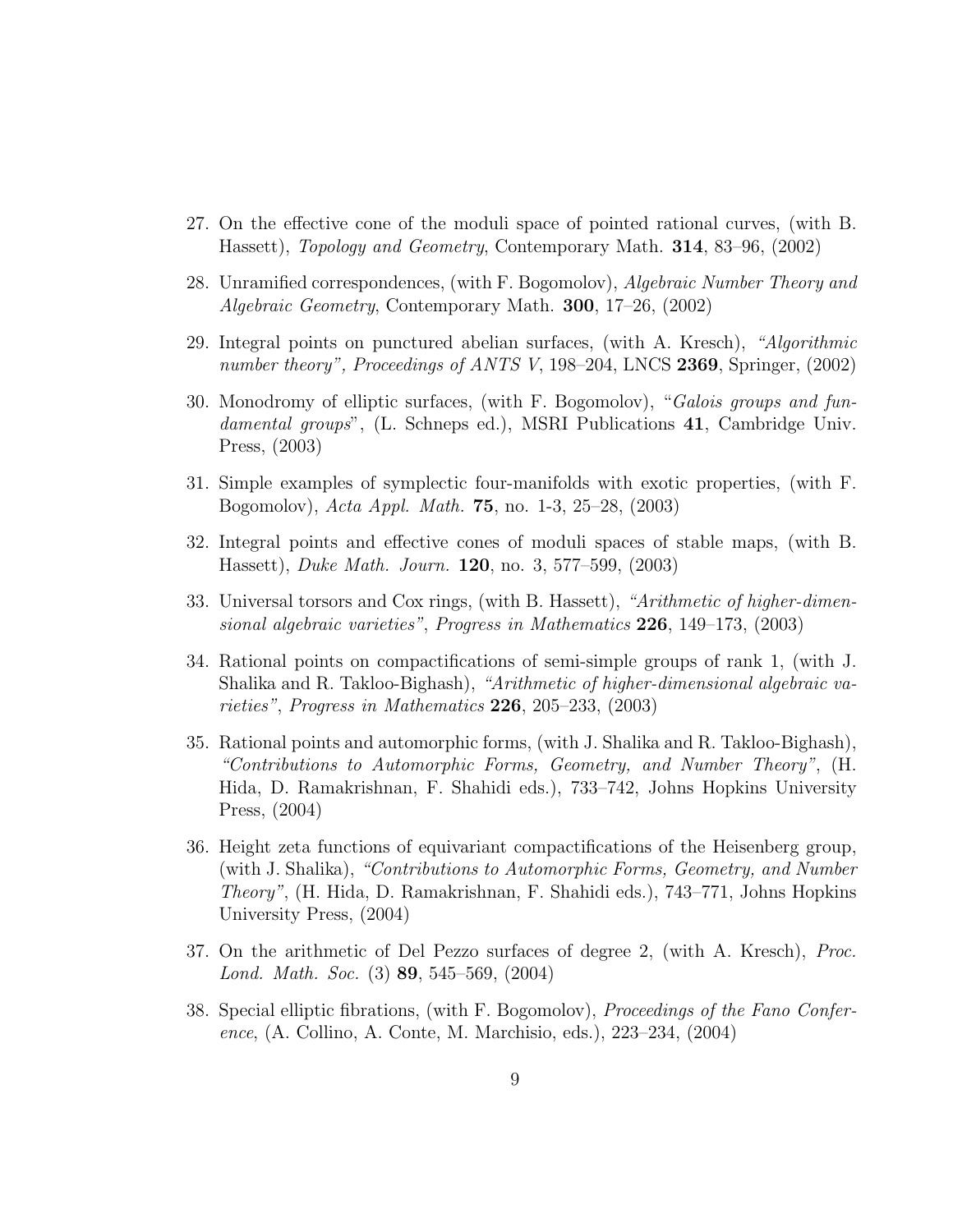27. On the effective cone of the moduli space of pointed rational curves, (with B. Hassett), *Topology and Geometry*, Contemporary Math. **314**, 83–96, (2002)

28. Unramified correspondences, (with F. Bogomolov), *Algebraic Number Theory and Algebraic Geometry*, Contemporary Math. **300**, 17–26, (2002)

29. Integral points on punctured abelian surfaces, (with A. Kresch), *"Algorithmic number theory", Proceedings of ANTS V*, 198–204, LNCS **2369**, Springer, (2002)

30. Monodromy of elliptic surfaces, (with F. Bogomolov), "*Galois groups and fundamental groups*", (L. Schneps ed.), MSRI Publications **41**, Cambridge Univ. Press, (2003)

31. Simple examples of symplectic four-manifolds with exotic properties, (with F. Bogomolov), *Acta Appl. Math.* **75**, no. 1-3, 25–28, (2003)

32. Integral points and effective cones of moduli spaces of stable maps, (with B. Hassett), *Duke Math. Journ.* **120**, no. 3, 577–599, (2003)

33. Universal torsors and Cox rings, (with B. Hassett), *"Arithmetic of higher-dimensional algebraic varieties", Progress in Mathematics* **226**, 149–173, (2003)

34. Rational points on compactifications of semi-simple groups of rank 1, (with J. Shalika and R. Takloo-Bighash), *"Arithmetic of higher-dimensional algebraic varieties", Progress in Mathematics* **226**, 205–233, (2003)

35. Rational points and automorphic forms, (with J. Shalika and R. Takloo-Bighash), *"Contributions to Automorphic Forms, Geometry, and Number Theory"*, (H. Hida, D. Ramakrishnan, F. Shahidi eds.), 733–742, Johns Hopkins University Press, (2004)

36. Height zeta functions of equivariant compactifications of the Heisenberg group, (with J. Shalika), *"Contributions to Automorphic Forms, Geometry, and Number Theory"*, (H. Hida, D. Ramakrishnan, F. Shahidi eds.), 743–771, Johns Hopkins University Press, (2004)

37. On the arithmetic of Del Pezzo surfaces of degree 2, (with A. Kresch), *Proc. Lond. Math. Soc.* (3) **89**, 545–569, (2004)

38. Special elliptic fibrations, (with F. Bogomolov), *Proceedings of the Fano Conference*, (A. Collino, A. Conte, M. Marchisio, eds.), 223–234, (2004)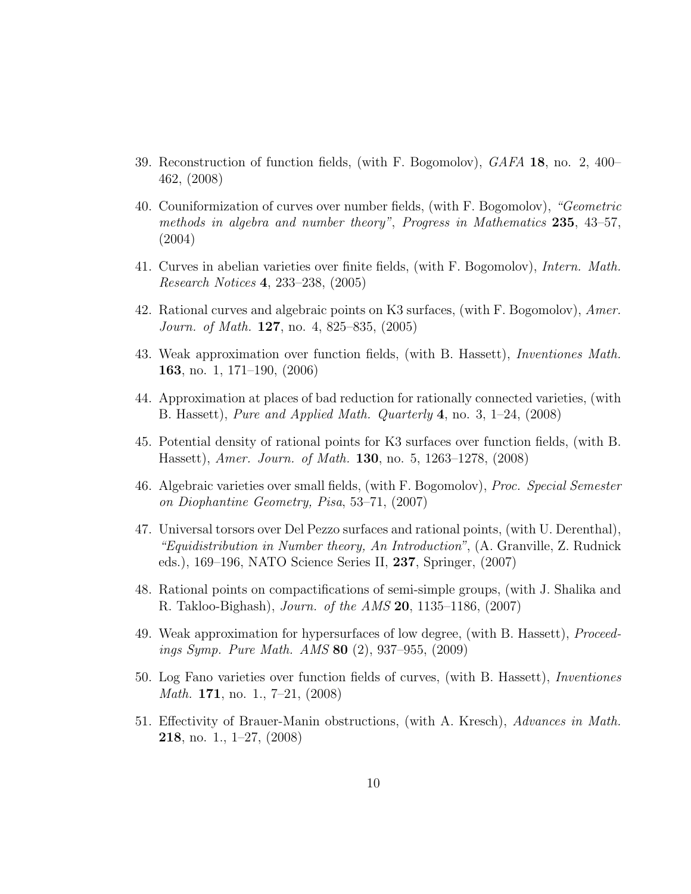39. Reconstruction of function fields, (with F. Bogomolov), *GAFA* **18**, no. 2, 400–462, (2008)

40. Couniformization of curves over number fields, (with F. Bogomolov), *"Geometric methods in algebra and number theory"*, *Progress in Mathematics* **235**, 43–57, (2004)

41. Curves in abelian varieties over finite fields, (with F. Bogomolov), *Intern. Math. Research Notices* **4**, 233–238, (2005)

42. Rational curves and algebraic points on K3 surfaces, (with F. Bogomolov), *Amer. Journ. of Math.* **127**, no. 4, 825–835, (2005)

43. Weak approximation over function fields, (with B. Hassett), *Inventiones Math.* **163**, no. 1, 171–190, (2006)

44. Approximation at places of bad reduction for rationally connected varieties, (with B. Hassett), *Pure and Applied Math. Quarterly* **4**, no. 3, 1–24, (2008)

45. Potential density of rational points for K3 surfaces over function fields, (with B. Hassett), *Amer. Journ. of Math.* **130**, no. 5, 1263–1278, (2008)

46. Algebraic varieties over small fields, (with F. Bogomolov), *Proc. Special Semester on Diophantine Geometry, Pisa*, 53–71, (2007)

47. Universal torsors over Del Pezzo surfaces and rational points, (with U. Derenthal), *"Equidistribution in Number theory, An Introduction"*, (A. Granville, Z. Rudnick eds.), 169–196, NATO Science Series II, **237**, Springer, (2007)

48. Rational points on compactifications of semi-simple groups, (with J. Shalika and R. Takloo-Bighash), *Journ. of the AMS* **20**, 1135–1186, (2007)

49. Weak approximation for hypersurfaces of low degree, (with B. Hassett), *Proceedings Symp. Pure Math. AMS* **80** (2), 937–955, (2009)

50. Log Fano varieties over function fields of curves, (with B. Hassett), *Inventiones Math.* **171**, no. 1., 7–21, (2008)

51. Effectivity of Brauer-Manin obstructions, (with A. Kresch), *Advances in Math.* **218**, no. 1., 1–27, (2008)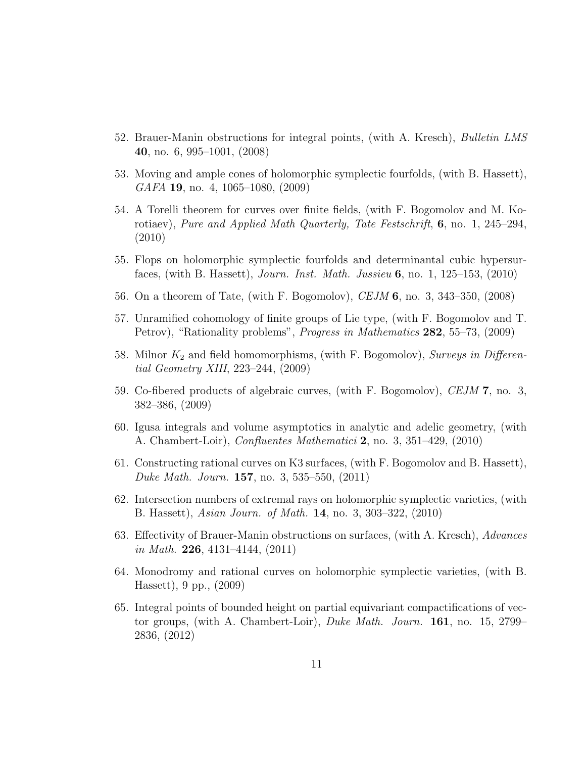52. Brauer-Manin obstructions for integral points, (with A. Kresch), *Bulletin LMS* **40**, no. 6, 995–1001, (2008)

53. Moving and ample cones of holomorphic symplectic fourfolds, (with B. Hassett), *GAFA* **19**, no. 4, 1065–1080, (2009)

54. A Torelli theorem for curves over finite fields, (with F. Bogomolov and M. Korotiaev), *Pure and Applied Math Quarterly, Tate Festschrift*, **6**, no. 1, 245–294, (2010)

55. Flops on holomorphic symplectic fourfolds and determinantal cubic hypersurfaces, (with B. Hassett), *Journ. Inst. Math. Jussieu* **6**, no. 1, 125–153, (2010)

56. On a theorem of Tate, (with F. Bogomolov), *CEJM* **6**, no. 3, 343–350, (2008)

57. Unramified cohomology of finite groups of Lie type, (with F. Bogomolov and T. Petrov), "Rationality problems", *Progress in Mathematics* **282**, 55–73, (2009)

58. Milnor $K_2$ and field homomorphisms, (with F. Bogomolov), *Surveys in Differential Geometry XIII*, 223–244, (2009)

59. Co-fibered products of algebraic curves, (with F. Bogomolov), *CEJM* **7**, no. 3, 382–386, (2009)

60. Igusa integrals and volume asymptotics in analytic and adelic geometry, (with A. Chambert-Loir), *Confluentes Mathematici* **2**, no. 3, 351–429, (2010)

61. Constructing rational curves on K3 surfaces, (with F. Bogomolov and B. Hassett), *Duke Math. Journ.* **157**, no. 3, 535–550, (2011)

62. Intersection numbers of extremal rays on holomorphic symplectic varieties, (with B. Hassett), *Asian Journ. of Math.* **14**, no. 3, 303–322, (2010)

63. Effectivity of Brauer-Manin obstructions on surfaces, (with A. Kresch), *Advances in Math.* **226**, 4131–4144, (2011)

64. Monodromy and rational curves on holomorphic symplectic varieties, (with B. Hassett), 9 pp., (2009)

65. Integral points of bounded height on partial equivariant compactifications of vector groups, (with A. Chambert-Loir), *Duke Math. Journ.* **161**, no. 15, 2799–2836, (2012)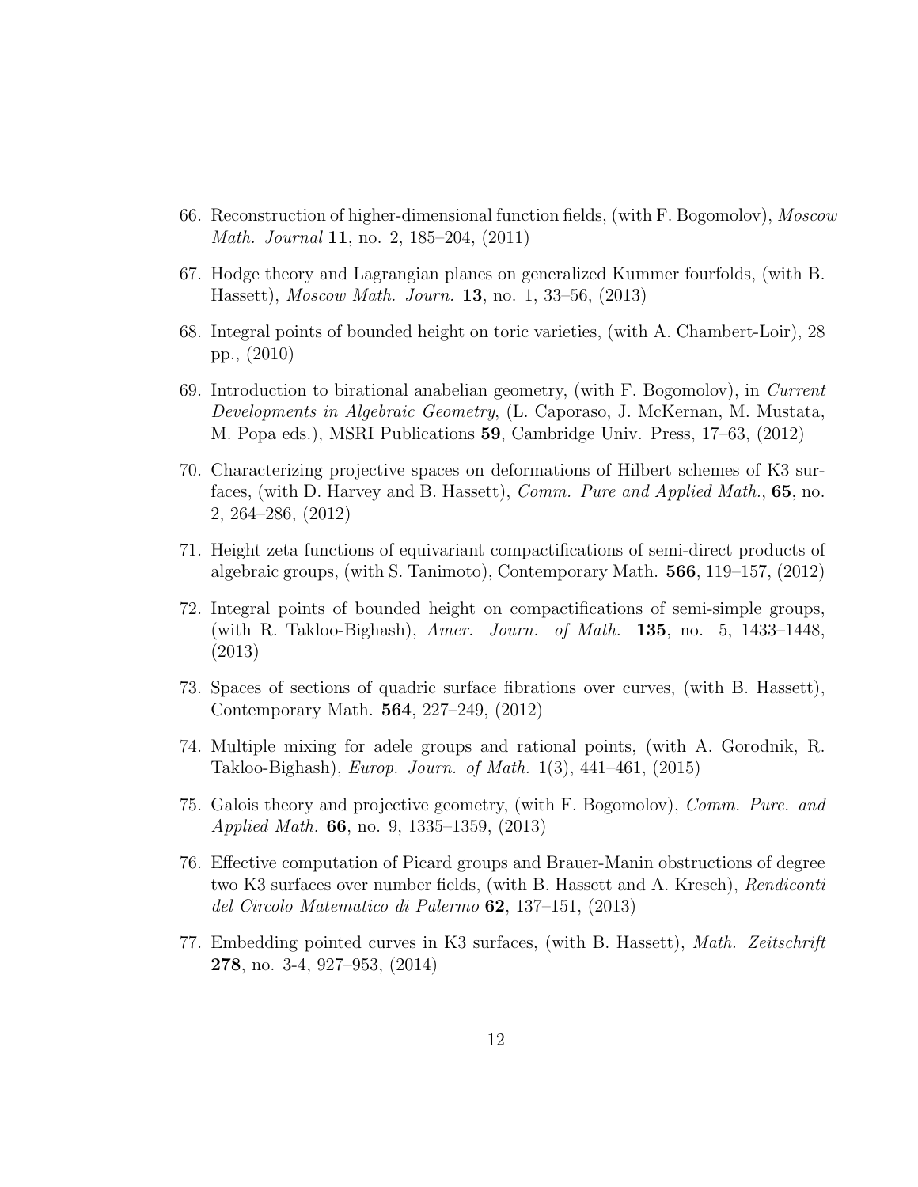66. Reconstruction of higher-dimensional function fields, (with F. Bogomolov), *Moscow Math. Journal* **11**, no. 2, 185–204, (2011)

67. Hodge theory and Lagrangian planes on generalized Kummer fourfolds, (with B. Hassett), *Moscow Math. Journ.* **13**, no. 1, 33–56, (2013)

68. Integral points of bounded height on toric varieties, (with A. Chambert-Loir), 28 pp., (2010)

69. Introduction to birational anabelian geometry, (with F. Bogomolov), in *Current Developments in Algebraic Geometry*, (L. Caporaso, J. McKernan, M. Mustata, M. Popa eds.), MSRI Publications **59**, Cambridge Univ. Press, 17–63, (2012)

70. Characterizing projective spaces on deformations of Hilbert schemes of K3 surfaces, (with D. Harvey and B. Hassett), *Comm. Pure and Applied Math.*, **65**, no. 2, 264–286, (2012)

71. Height zeta functions of equivariant compactifications of semi-direct products of algebraic groups, (with S. Tanimoto), Contemporary Math. **566**, 119–157, (2012)

72. Integral points of bounded height on compactifications of semi-simple groups, (with R. Takloo-Bighash), *Amer. Journ. of Math.* **135**, no. 5, 1433–1448, (2013)

73. Spaces of sections of quadric surface fibrations over curves, (with B. Hassett), Contemporary Math. **564**, 227–249, (2012)

74. Multiple mixing for adele groups and rational points, (with A. Gorodnik, R. Takloo-Bighash), *Europ. Journ. of Math.* 1(3), 441–461, (2015)

75. Galois theory and projective geometry, (with F. Bogomolov), *Comm. Pure. and Applied Math.* **66**, no. 9, 1335–1359, (2013)

76. Effective computation of Picard groups and Brauer-Manin obstructions of degree two K3 surfaces over number fields, (with B. Hassett and A. Kresch), *Rendiconti del Circolo Matematico di Palermo* **62**, 137–151, (2013)

77. Embedding pointed curves in K3 surfaces, (with B. Hassett), *Math. Zeitschrift* **278**, no. 3-4, 927–953, (2014)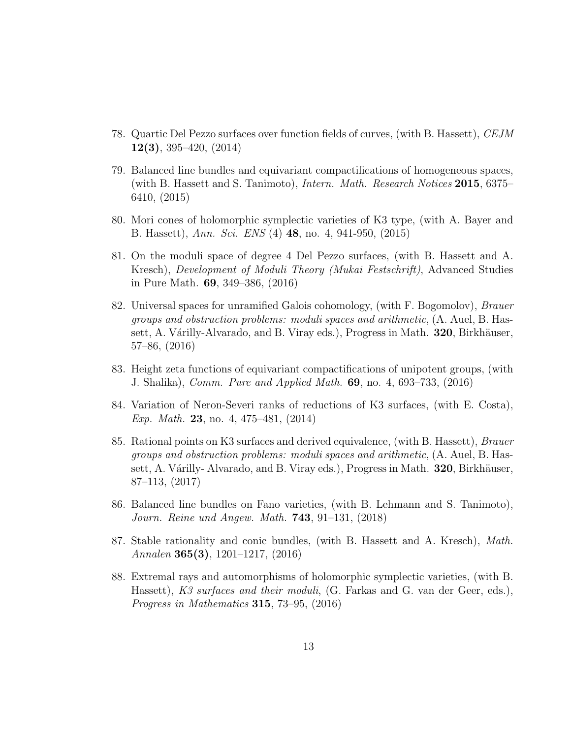78. Quartic Del Pezzo surfaces over function fields of curves, (with B. Hassett), *CEJM* **12(3)**, 395–420, (2014)

79. Balanced line bundles and equivariant compactifications of homogeneous spaces, (with B. Hassett and S. Tanimoto), *Intern. Math. Research Notices* **2015**, 6375–6410, (2015)

80. Mori cones of holomorphic symplectic varieties of K3 type, (with A. Bayer and B. Hassett), *Ann. Sci. ENS* (4) **48**, no. 4, 941-950, (2015)

81. On the moduli space of degree 4 Del Pezzo surfaces, (with B. Hassett and A. Kresch), *Development of Moduli Theory (Mukai Festschrift)*, Advanced Studies in Pure Math. **69**, 349–386, (2016)

82. Universal spaces for unramified Galois cohomology, (with F. Bogomolov), *Brauer groups and obstruction problems: moduli spaces and arithmetic*, (A. Auel, B. Hassett, A. Várilly-Alvarado, and B. Viray eds.), Progress in Math. **320**, Birkhäuser, 57–86, (2016)

83. Height zeta functions of equivariant compactifications of unipotent groups, (with J. Shalika), *Comm. Pure and Applied Math.* **69**, no. 4, 693–733, (2016)

84. Variation of Neron-Severi ranks of reductions of K3 surfaces, (with E. Costa), *Exp. Math.* **23**, no. 4, 475–481, (2014)

85. Rational points on K3 surfaces and derived equivalence, (with B. Hassett), *Brauer groups and obstruction problems: moduli spaces and arithmetic*, (A. Auel, B. Hassett, A. Várilly- Alvarado, and B. Viray eds.), Progress in Math. **320**, Birkhäuser, 87–113, (2017)

86. Balanced line bundles on Fano varieties, (with B. Lehmann and S. Tanimoto), *Journ. Reine und Angew. Math.* **743**, 91–131, (2018)

87. Stable rationality and conic bundles, (with B. Hassett and A. Kresch), *Math. Annalen* **365(3)**, 1201–1217, (2016)

88. Extremal rays and automorphisms of holomorphic symplectic varieties, (with B. Hassett), *K3 surfaces and their moduli*, (G. Farkas and G. van der Geer, eds.), *Progress in Mathematics* **315**, 73–95, (2016)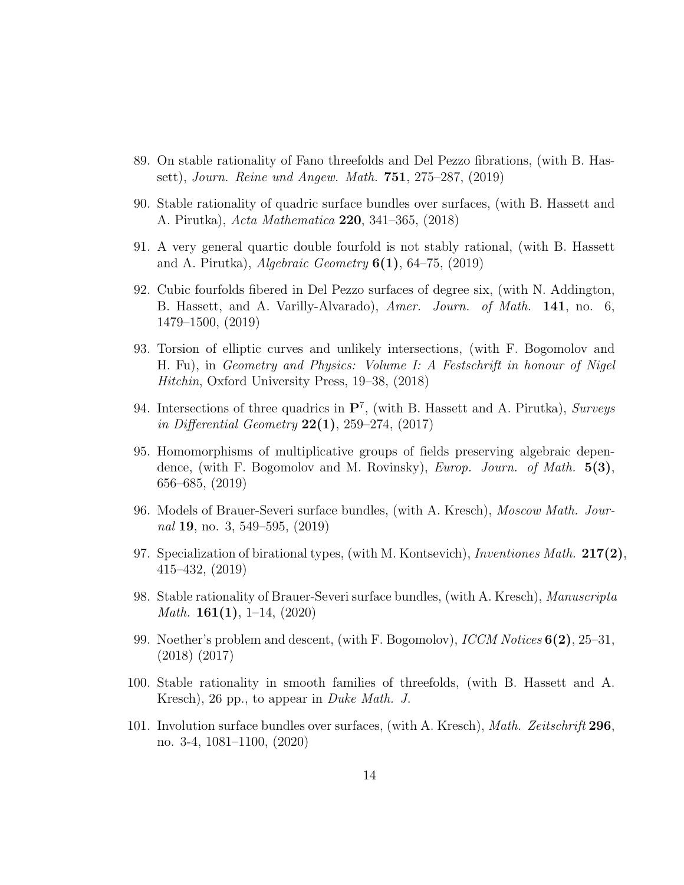89. On stable rationality of Fano threefolds and Del Pezzo fibrations, (with B. Hassett), *Journ. Reine und Angew. Math.* **751**, 275–287, (2019)

90. Stable rationality of quadric surface bundles over surfaces, (with B. Hassett and A. Pirutka), *Acta Mathematica* **220**, 341–365, (2018)

91. A very general quartic double fourfold is not stably rational, (with B. Hassett and A. Pirutka), *Algebraic Geometry* **6(1)**, 64–75, (2019)

92. Cubic fourfolds fibered in Del Pezzo surfaces of degree six, (with N. Addington, B. Hassett, and A. Varilly-Alvarado), *Amer. Journ. of Math.* **141**, no. 6, 1479–1500, (2019)

93. Torsion of elliptic curves and unlikely intersections, (with F. Bogomolov and H. Fu), in *Geometry and Physics: Volume I: A Festschrift in honour of Nigel Hitchin*, Oxford University Press, 19–38, (2018)

94. Intersections of three quadrics in $\mathbf{P}^7$, (with B. Hassett and A. Pirutka), *Surveys in Differential Geometry* **22(1)**, 259–274, (2017)

95. Homomorphisms of multiplicative groups of fields preserving algebraic dependence, (with F. Bogomolov and M. Rovinsky), *Europ. Journ. of Math.* **5(3)**, 656–685, (2019)

96. Models of Brauer-Severi surface bundles, (with A. Kresch), *Moscow Math. Journal* **19**, no. 3, 549–595, (2019)

97. Specialization of birational types, (with M. Kontsevich), *Inventiones Math.* **217(2)**, 415–432, (2019)

98. Stable rationality of Brauer-Severi surface bundles, (with A. Kresch), *Manuscripta Math.* **161(1)**, 1–14, (2020)

99. Noether's problem and descent, (with F. Bogomolov), *ICCM Notices* **6(2)**, 25–31, (2018) (2017)

100. Stable rationality in smooth families of threefolds, (with B. Hassett and A. Kresch), 26 pp., to appear in *Duke Math. J.*

101. Involution surface bundles over surfaces, (with A. Kresch), *Math. Zeitschrift* **296**, no. 3-4, 1081–1100, (2020)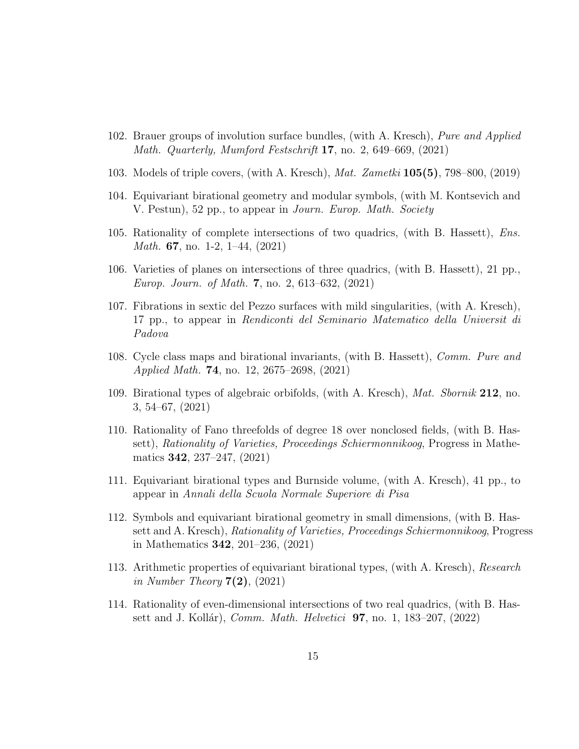102. Brauer groups of involution surface bundles, (with A. Kresch), *Pure and Applied Math. Quarterly, Mumford Festschrift* **17**, no. 2, 649–669, (2021)

103. Models of triple covers, (with A. Kresch), *Mat. Zametki* **105(5)**, 798–800, (2019)

104. Equivariant birational geometry and modular symbols, (with M. Kontsevich and V. Pestun), 52 pp., to appear in *Journ. Europ. Math. Society*

105. Rationality of complete intersections of two quadrics, (with B. Hassett), *Ens. Math.* **67**, no. 1-2, 1–44, (2021)

106. Varieties of planes on intersections of three quadrics, (with B. Hassett), 21 pp., *Europ. Journ. of Math.* **7**, no. 2, 613–632, (2021)

107. Fibrations in sextic del Pezzo surfaces with mild singularities, (with A. Kresch), 17 pp., to appear in *Rendiconti del Seminario Matematico della Universit di Padova*

108. Cycle class maps and birational invariants, (with B. Hassett), *Comm. Pure and Applied Math.* **74**, no. 12, 2675–2698, (2021)

109. Birational types of algebraic orbifolds, (with A. Kresch), *Mat. Sbornik* **212**, no. 3, 54–67, (2021)

110. Rationality of Fano threefolds of degree 18 over nonclosed fields, (with B. Hassett), *Rationality of Varieties, Proceedings Schiermonnikoog*, Progress in Mathematics **342**, 237–247, (2021)

111. Equivariant birational types and Burnside volume, (with A. Kresch), 41 pp., to appear in *Annali della Scuola Normale Superiore di Pisa*

112. Symbols and equivariant birational geometry in small dimensions, (with B. Hassett and A. Kresch), *Rationality of Varieties, Proceedings Schiermonnikoog*, Progress in Mathematics **342**, 201–236, (2021)

113. Arithmetic properties of equivariant birational types, (with A. Kresch), *Research in Number Theory* **7(2)**, (2021)

114. Rationality of even-dimensional intersections of two real quadrics, (with B. Hassett and J. Kollár), *Comm. Math. Helvetici* **97**, no. 1, 183–207, (2022)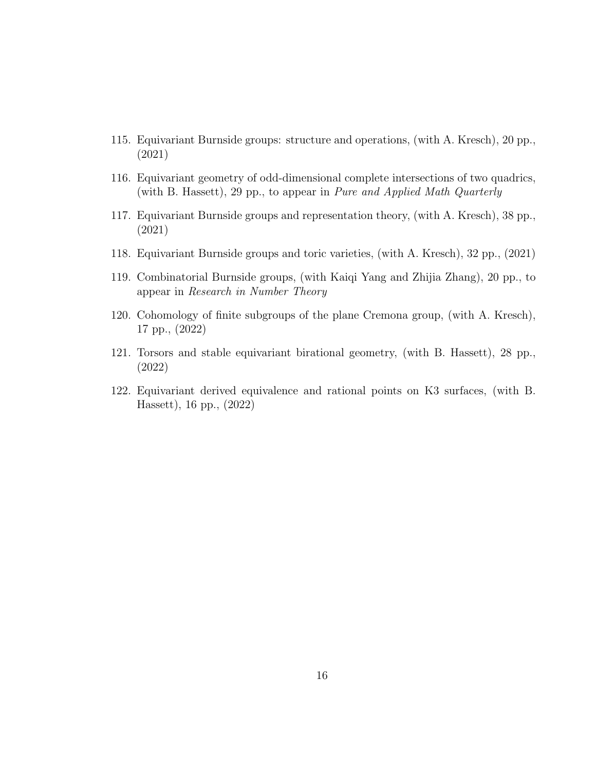115. Equivariant Burnside groups: structure and operations, (with A. Kresch), 20 pp., (2021)

116. Equivariant geometry of odd-dimensional complete intersections of two quadrics, (with B. Hassett), 29 pp., to appear in *Pure and Applied Math Quarterly*

117. Equivariant Burnside groups and representation theory, (with A. Kresch), 38 pp., (2021)

118. Equivariant Burnside groups and toric varieties, (with A. Kresch), 32 pp., (2021)

119. Combinatorial Burnside groups, (with Kaiqi Yang and Zhijia Zhang), 20 pp., to appear in *Research in Number Theory*

120. Cohomology of finite subgroups of the plane Cremona group, (with A. Kresch), 17 pp., (2022)

121. Torsors and stable equivariant birational geometry, (with B. Hassett), 28 pp., (2022)

122. Equivariant derived equivalence and rational points on K3 surfaces, (with B. Hassett), 16 pp., (2022)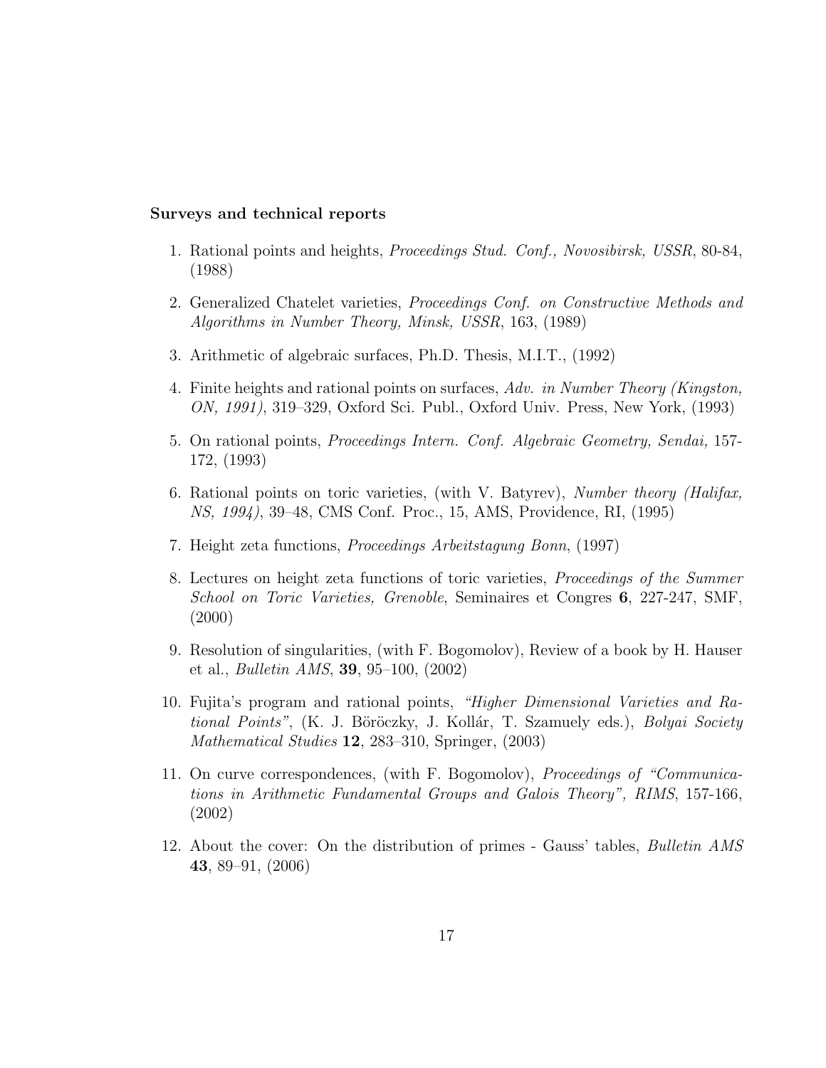**Surveys and technical reports**

1. Rational points and heights, *Proceedings Stud. Conf., Novosibirsk, USSR*, 80-84, (1988)

2. Generalized Chatelet varieties, *Proceedings Conf. on Constructive Methods and Algorithms in Number Theory, Minsk, USSR*, 163, (1989)

3. Arithmetic of algebraic surfaces, Ph.D. Thesis, M.I.T., (1992)

4. Finite heights and rational points on surfaces, *Adv. in Number Theory (Kingston, ON, 1991)*, 319–329, Oxford Sci. Publ., Oxford Univ. Press, New York, (1993)

5. On rational points, *Proceedings Intern. Conf. Algebraic Geometry, Sendai,* 157-172, (1993)

6. Rational points on toric varieties, (with V. Batyrev), *Number theory (Halifax, NS, 1994)*, 39–48, CMS Conf. Proc., 15, AMS, Providence, RI, (1995)

7. Height zeta functions, *Proceedings Arbeitstagung Bonn*, (1997)

8. Lectures on height zeta functions of toric varieties, *Proceedings of the Summer School on Toric Varieties, Grenoble*, Seminaires et Congres **6**, 227-247, SMF, (2000)

9. Resolution of singularities, (with F. Bogomolov), Review of a book by H. Hauser et al., *Bulletin AMS*, **39**, 95–100, (2002)

10. Fujita's program and rational points, *"Higher Dimensional Varieties and Rational Points"*, (K. J. Böröczky, J. Kollár, T. Szamuely eds.), *Bolyai Society Mathematical Studies* **12**, 283–310, Springer, (2003)

11. On curve correspondences, (with F. Bogomolov), *Proceedings of "Communications in Arithmetic Fundamental Groups and Galois Theory", RIMS*, 157-166, (2002)

12. About the cover: On the distribution of primes - Gauss' tables, *Bulletin AMS* **43**, 89–91, (2006)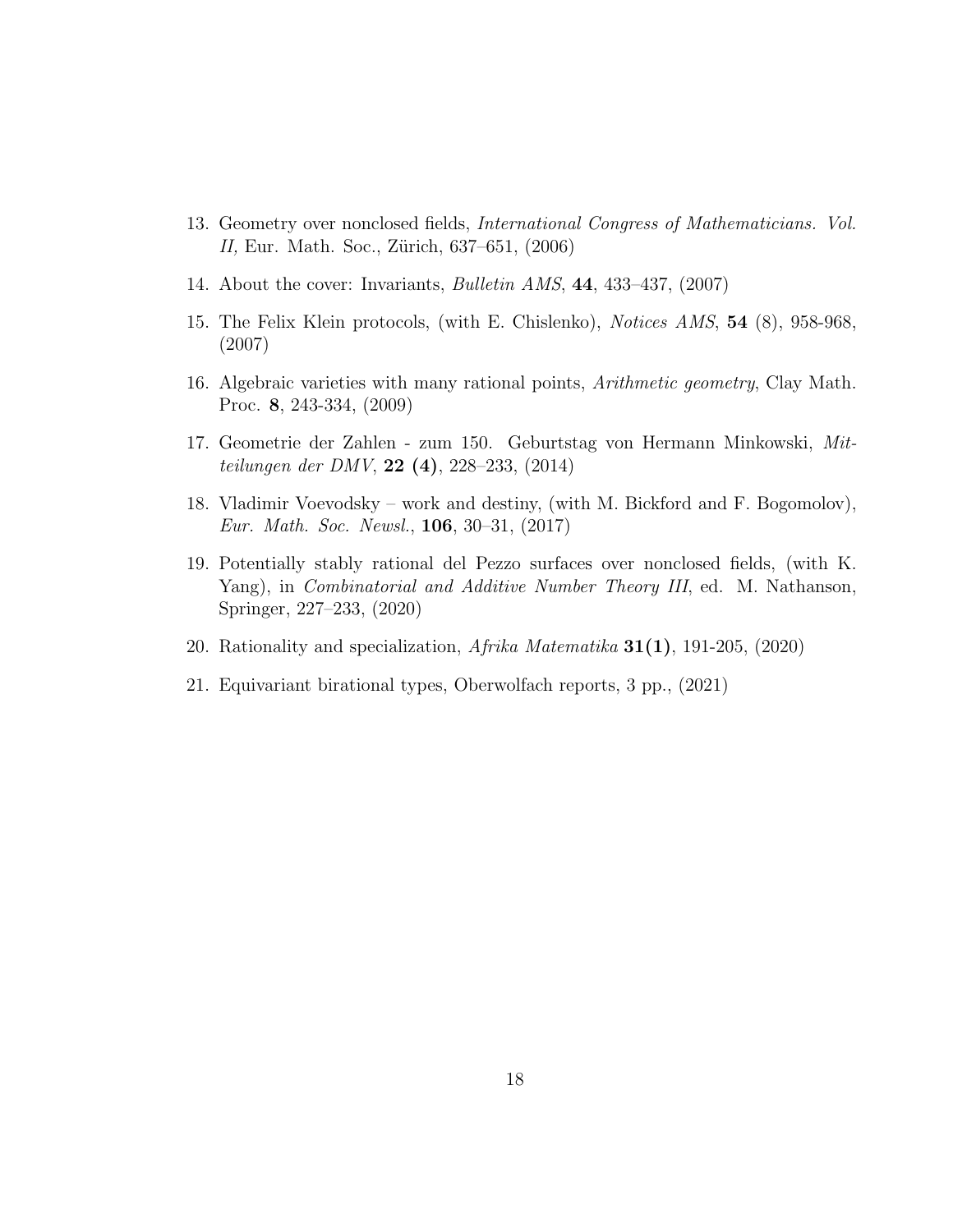13. Geometry over nonclosed fields, *International Congress of Mathematicians. Vol. II,* Eur. Math. Soc., Zürich, 637–651, (2006)

14. About the cover: Invariants, *Bulletin AMS*, **44**, 433–437, (2007)

15. The Felix Klein protocols, (with E. Chislenko), *Notices AMS*, **54** (8), 958-968, (2007)

16. Algebraic varieties with many rational points, *Arithmetic geometry*, Clay Math. Proc. **8**, 243-334, (2009)

17. Geometrie der Zahlen - zum 150. Geburtstag von Hermann Minkowski, *Mitteilungen der DMV*, **22 (4)**, 228–233, (2014)

18. Vladimir Voevodsky – work and destiny, (with M. Bickford and F. Bogomolov), *Eur. Math. Soc. Newsl.*, **106**, 30–31, (2017)

19. Potentially stably rational del Pezzo surfaces over nonclosed fields, (with K. Yang), in *Combinatorial and Additive Number Theory III*, ed. M. Nathanson, Springer, 227–233, (2020)

20. Rationality and specialization, *Afrika Matematika* **31(1)**, 191-205, (2020)

21. Equivariant birational types, Oberwolfach reports, 3 pp., (2021)